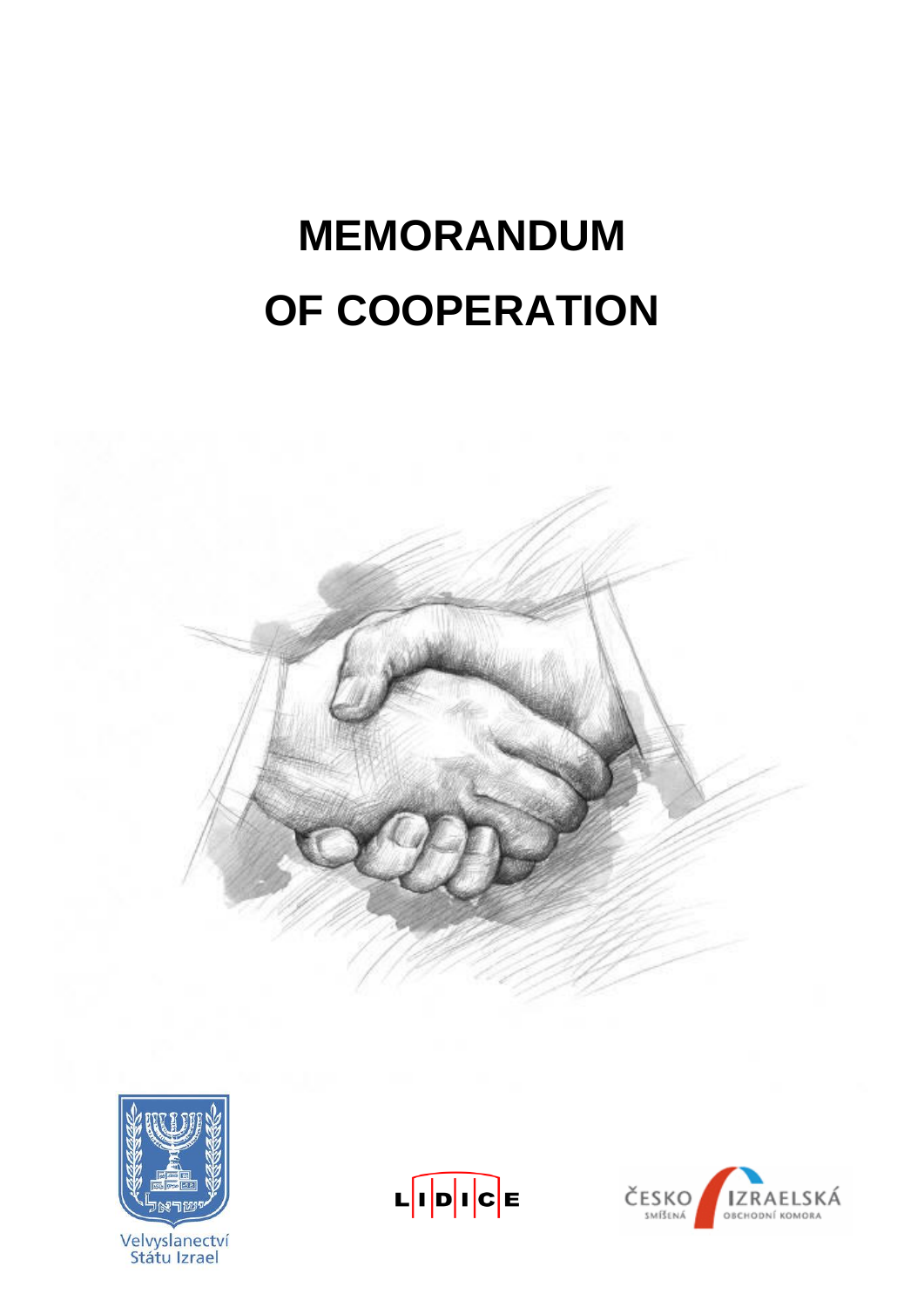# MEMORANDUM OF COOPERATION

Velvyslanectví Státu Izrael

LIDICE

ČESKO IZRAELSKÁ SMÍŠENÁ OBCHODNÍ KOMORA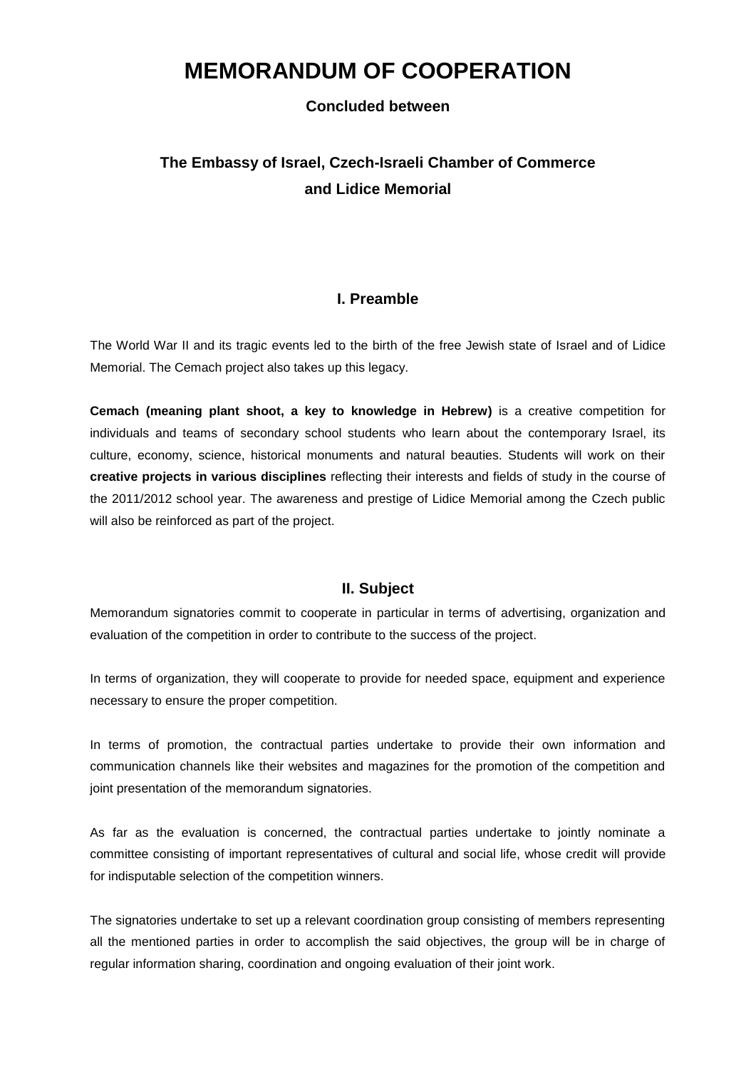# MEMORANDUM OF COOPERATION

**Concluded between**

## The Embassy of Israel, Czech-Israeli Chamber of Commerce and Lidice Memorial

### I. Preamble

The World War II and its tragic events led to the birth of the free Jewish state of Israel and of Lidice Memorial. The Cemach project also takes up this legacy.

**Cemach (meaning plant shoot, a key to knowledge in Hebrew)** is a creative competition for individuals and teams of secondary school students who learn about the contemporary Israel, its culture, economy, science, historical monuments and natural beauties. Students will work on their **creative projects in various disciplines** reflecting their interests and fields of study in the course of the 2011/2012 school year. The awareness and prestige of Lidice Memorial among the Czech public will also be reinforced as part of the project.

### II. Subject

Memorandum signatories commit to cooperate in particular in terms of advertising, organization and evaluation of the competition in order to contribute to the success of the project.

In terms of organization, they will cooperate to provide for needed space, equipment and experience necessary to ensure the proper competition.

In terms of promotion, the contractual parties undertake to provide their own information and communication channels like their websites and magazines for the promotion of the competition and joint presentation of the memorandum signatories.

As far as the evaluation is concerned, the contractual parties undertake to jointly nominate a committee consisting of important representatives of cultural and social life, whose credit will provide for indisputable selection of the competition winners.

The signatories undertake to set up a relevant coordination group consisting of members representing all the mentioned parties in order to accomplish the said objectives, the group will be in charge of regular information sharing, coordination and ongoing evaluation of their joint work.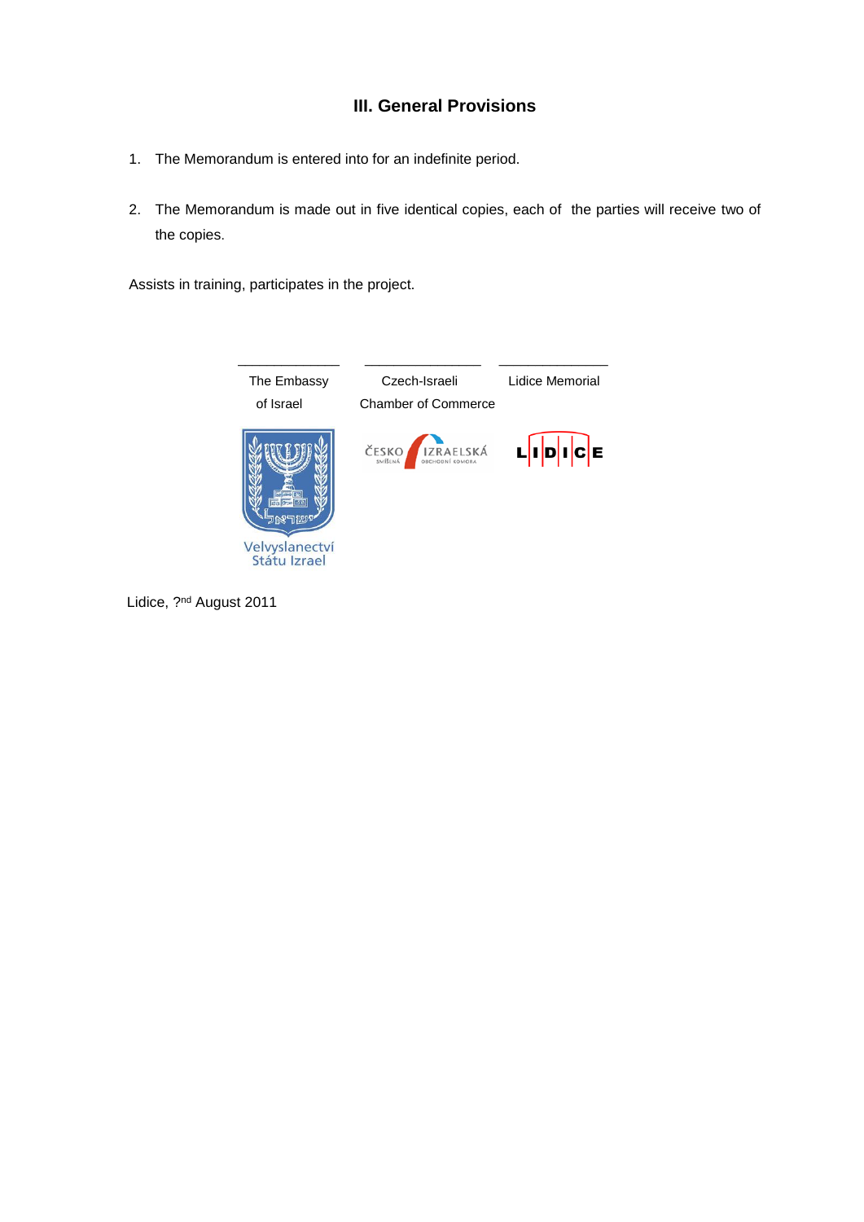### III. General Provisions

1. The Memorandum is entered into for an indefinite period.

2. The Memorandum is made out in five identical copies, each of the parties will receive two of the copies.

Assists in training, participates in the project.

| | | |
|---|---|---|
| The Embassy of Israel | Czech-Israeli Chamber of Commerce | Lidice Memorial |

Velvyslanectví Státu Izrael

Lidice, ?nd August 2011